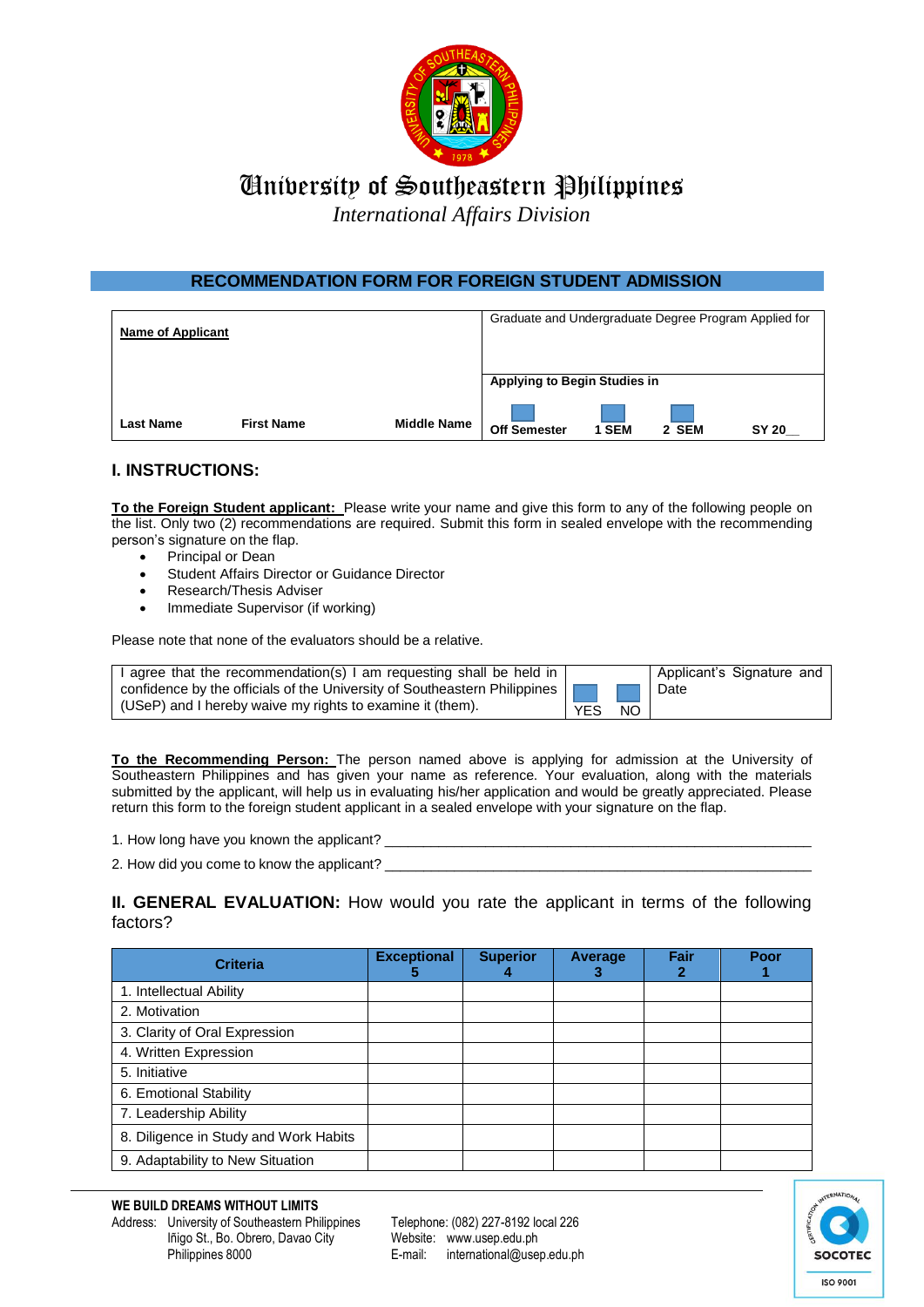# University of Southeastern Philippines

*International Affairs Division*

## RECOMMENDATION FORM FOR FOREIGN STUDENT ADMISSION

| **Name of Applicant** | | | Graduate and Undergraduate Degree Program Applied for | | | |
|---|---|---|---|---|---|---|
| | | | **Applying to Begin Studies in** | | | |
| **Last Name** | **First Name** | **Middle Name** | **Off Semester** | **1 SEM** | **2 SEM** | **SY 20__** |

## I. INSTRUCTIONS:

**To the Foreign Student applicant:** Please write your name and give this form to any of the following people on the list. Only two (2) recommendations are required. Submit this form in sealed envelope with the recommending person's signature on the flap.

- Principal or Dean
- Student Affairs Director or Guidance Director
- Research/Thesis Adviser
- Immediate Supervisor (if working)

Please note that none of the evaluators should be a relative.

| I agree that the recommendation(s) I am requesting shall be held in confidence by the officials of the University of Southeastern Philippines (USeP) and I hereby waive my rights to examine it (them). | YES | NO | Applicant's Signature and Date |
|---|---|---|---|

**To the Recommending Person:** The person named above is applying for admission at the University of Southeastern Philippines and has given your name as reference. Your evaluation, along with the materials submitted by the applicant, will help us in evaluating his/her application and would be greatly appreciated. Please return this form to the foreign student applicant in a sealed envelope with your signature on the flap.

1. How long have you known the applicant? ______________________________________________________

2. How did you come to know the applicant? ______________________________________________________

## II. GENERAL EVALUATION: How would you rate the applicant in terms of the following factors?

| Criteria | Exceptional 5 | Superior 4 | Average 3 | Fair 2 | Poor 1 |
|---|---|---|---|---|---|
| 1. Intellectual Ability | | | | | |
| 2. Motivation | | | | | |
| 3. Clarity of Oral Expression | | | | | |
| 4. Written Expression | | | | | |
| 5. Initiative | | | | | |
| 6. Emotional Stability | | | | | |
| 7. Leadership Ability | | | | | |
| 8. Diligence in Study and Work Habits | | | | | |
| 9. Adaptability to New Situation | | | | | |

**WE BUILD DREAMS WITHOUT LIMITS**

Address: University of Southeastern Philippines
Iñigo St., Bo. Obrero, Davao City
Philippines 8000

Telephone: (082) 227-8192 local 226
Website: www.usep.edu.ph
E-mail: international@usep.edu.ph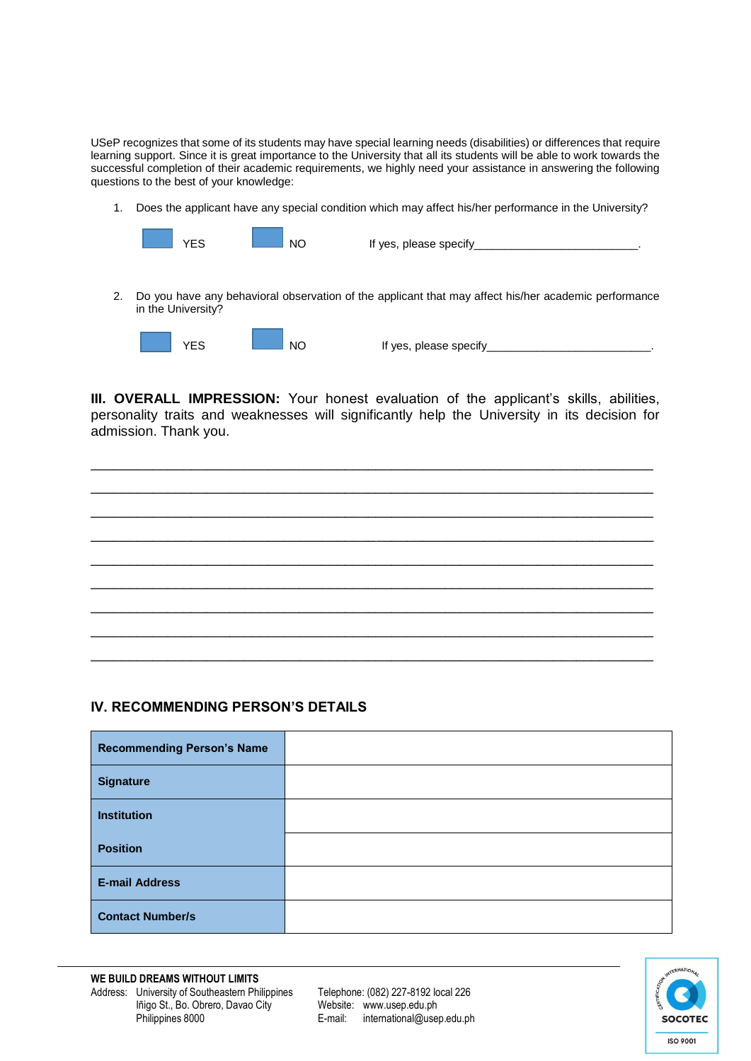USeP recognizes that some of its students may have special learning needs (disabilities) or differences that require learning support. Since it is great importance to the University that all its students will be able to work towards the successful completion of their academic requirements, we highly need your assistance in answering the following questions to the best of your knowledge:

1. Does the applicant have any special condition which may affect his/her performance in the University?

   ☐ YES   ☐ NO   If yes, please specify__________________________.

2. Do you have any behavioral observation of the applicant that may affect his/her academic performance in the University?

   ☐ YES   ☐ NO   If yes, please specify__________________________.

**III. OVERALL IMPRESSION:** Your honest evaluation of the applicant's skills, abilities, personality traits and weaknesses will significantly help the University in its decision for admission. Thank you.

___________________________________________________________________________

___________________________________________________________________________

___________________________________________________________________________

___________________________________________________________________________

___________________________________________________________________________

___________________________________________________________________________

___________________________________________________________________________

___________________________________________________________________________

___________________________________________________________________________

## IV. RECOMMENDING PERSON'S DETAILS

| | |
|---|---|
| **Recommending Person's Name** | |
| **Signature** | |
| **Institution** | |
| **Position** | |
| **E-mail Address** | |
| **Contact Number/s** | |

**WE BUILD DREAMS WITHOUT LIMITS**

Address: University of Southeastern Philippines
Iñigo St., Bo. Obrero, Davao City
Philippines 8000

Telephone: (082) 227-8192 local 226
Website: www.usep.edu.ph
E-mail: international@usep.edu.ph

SOCOTEC ISO 9001